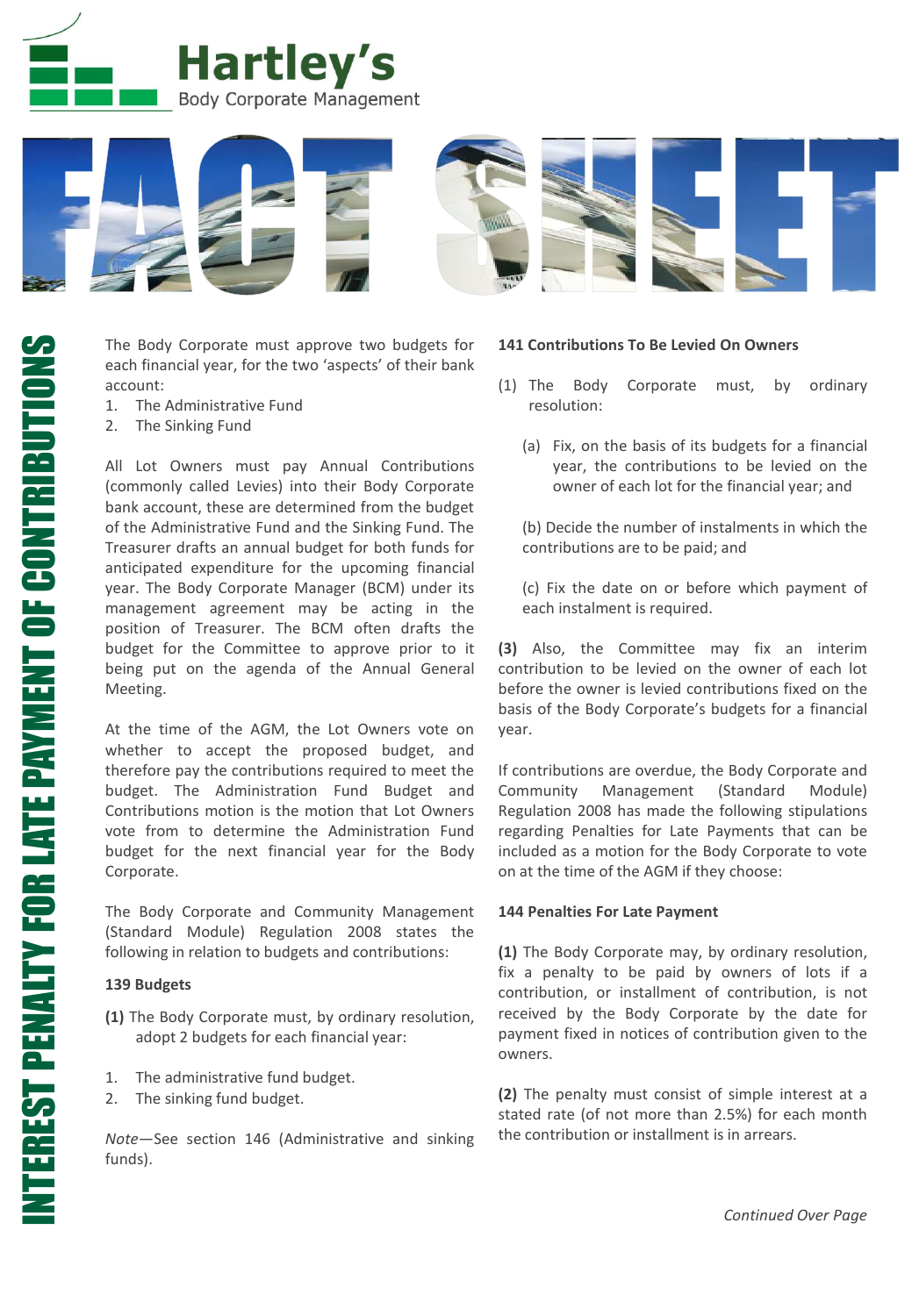# Hartley's

Body Corporate Management

# FACT SHEET

## INTEREST PENALTY FOR LATE PAYMENT OF CONTRIBUTIONS

The Body Corporate must approve two budgets for each financial year, for the two 'aspects' of their bank account:

1. The Administrative Fund
2. The Sinking Fund

All Lot Owners must pay Annual Contributions (commonly called Levies) into their Body Corporate bank account, these are determined from the budget of the Administrative Fund and the Sinking Fund. The Treasurer drafts an annual budget for both funds for anticipated expenditure for the upcoming financial year. The Body Corporate Manager (BCM) under its management agreement may be acting in the position of Treasurer. The BCM often drafts the budget for the Committee to approve prior to it being put on the agenda of the Annual General Meeting.

At the time of the AGM, the Lot Owners vote on whether to accept the proposed budget, and therefore pay the contributions required to meet the budget. The Administration Fund Budget and Contributions motion is the motion that Lot Owners vote from to determine the Administration Fund budget for the next financial year for the Body Corporate.

The Body Corporate and Community Management (Standard Module) Regulation 2008 states the following in relation to budgets and contributions:

**139 Budgets**

**(1)** The Body Corporate must, by ordinary resolution, adopt 2 budgets for each financial year:

1. The administrative fund budget.
2. The sinking fund budget.

*Note*—See section 146 (Administrative and sinking funds).

**141 Contributions To Be Levied On Owners**

(1) The Body Corporate must, by ordinary resolution:

(a) Fix, on the basis of its budgets for a financial year, the contributions to be levied on the owner of each lot for the financial year; and

(b) Decide the number of instalments in which the contributions are to be paid; and

(c) Fix the date on or before which payment of each instalment is required.

**(3)** Also, the Committee may fix an interim contribution to be levied on the owner of each lot before the owner is levied contributions fixed on the basis of the Body Corporate's budgets for a financial year.

If contributions are overdue, the Body Corporate and Community Management (Standard Module) Regulation 2008 has made the following stipulations regarding Penalties for Late Payments that can be included as a motion for the Body Corporate to vote on at the time of the AGM if they choose:

**144 Penalties For Late Payment**

**(1)** The Body Corporate may, by ordinary resolution, fix a penalty to be paid by owners of lots if a contribution, or installment of contribution, is not received by the Body Corporate by the date for payment fixed in notices of contribution given to the owners.

**(2)** The penalty must consist of simple interest at a stated rate (of not more than 2.5%) for each month the contribution or installment is in arrears.

*Continued Over Page*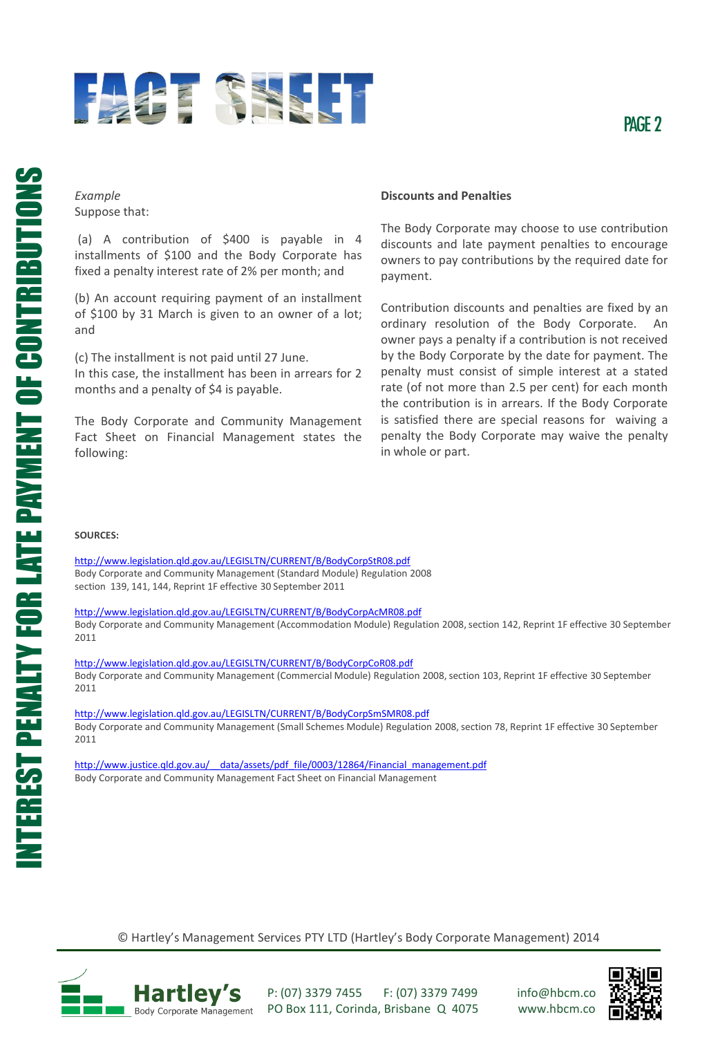*Example*
Suppose that:

(a) A contribution of $400 is payable in 4 installments of $100 and the Body Corporate has fixed a penalty interest rate of 2% per month; and

(b) An account requiring payment of an installment of $100 by 31 March is given to an owner of a lot; and

(c) The installment is not paid until 27 June.
In this case, the installment has been in arrears for 2 months and a penalty of $4 is payable.

The Body Corporate and Community Management Fact Sheet on Financial Management states the following:

**Discounts and Penalties**

The Body Corporate may choose to use contribution discounts and late payment penalties to encourage owners to pay contributions by the required date for payment.

Contribution discounts and penalties are fixed by an ordinary resolution of the Body Corporate. An owner pays a penalty if a contribution is not received by the Body Corporate by the date for payment. The penalty must consist of simple interest at a stated rate (of not more than 2.5 per cent) for each month the contribution is in arrears. If the Body Corporate is satisfied there are special reasons for waiving a penalty the Body Corporate may waive the penalty in whole or part.

**SOURCES:**

http://www.legislation.qld.gov.au/LEGISLTN/CURRENT/B/BodyCorpStR08.pdf
Body Corporate and Community Management (Standard Module) Regulation 2008 section 139, 141, 144, Reprint 1F effective 30 September 2011

http://www.legislation.qld.gov.au/LEGISLTN/CURRENT/B/BodyCorpAcMR08.pdf
Body Corporate and Community Management (Accommodation Module) Regulation 2008, section 142, Reprint 1F effective 30 September 2011

http://www.legislation.qld.gov.au/LEGISLTN/CURRENT/B/BodyCorpCoR08.pdf
Body Corporate and Community Management (Commercial Module) Regulation 2008, section 103, Reprint 1F effective 30 September 2011

http://www.legislation.qld.gov.au/LEGISLTN/CURRENT/B/BodyCorpSmSMR08.pdf
Body Corporate and Community Management (Small Schemes Module) Regulation 2008, section 78, Reprint 1F effective 30 September 2011

http://www.justice.qld.gov.au/__data/assets/pdf_file/0003/12864/Financial_management.pdf
Body Corporate and Community Management Fact Sheet on Financial Management

© Hartley's Management Services PTY LTD (Hartley's Body Corporate Management) 2014

Hartley's Body Corporate Management
P: (07) 3379 7455 F: (07) 3379 7499
PO Box 111, Corinda, Brisbane Q 4075
info@hbcm.co
www.hbcm.co